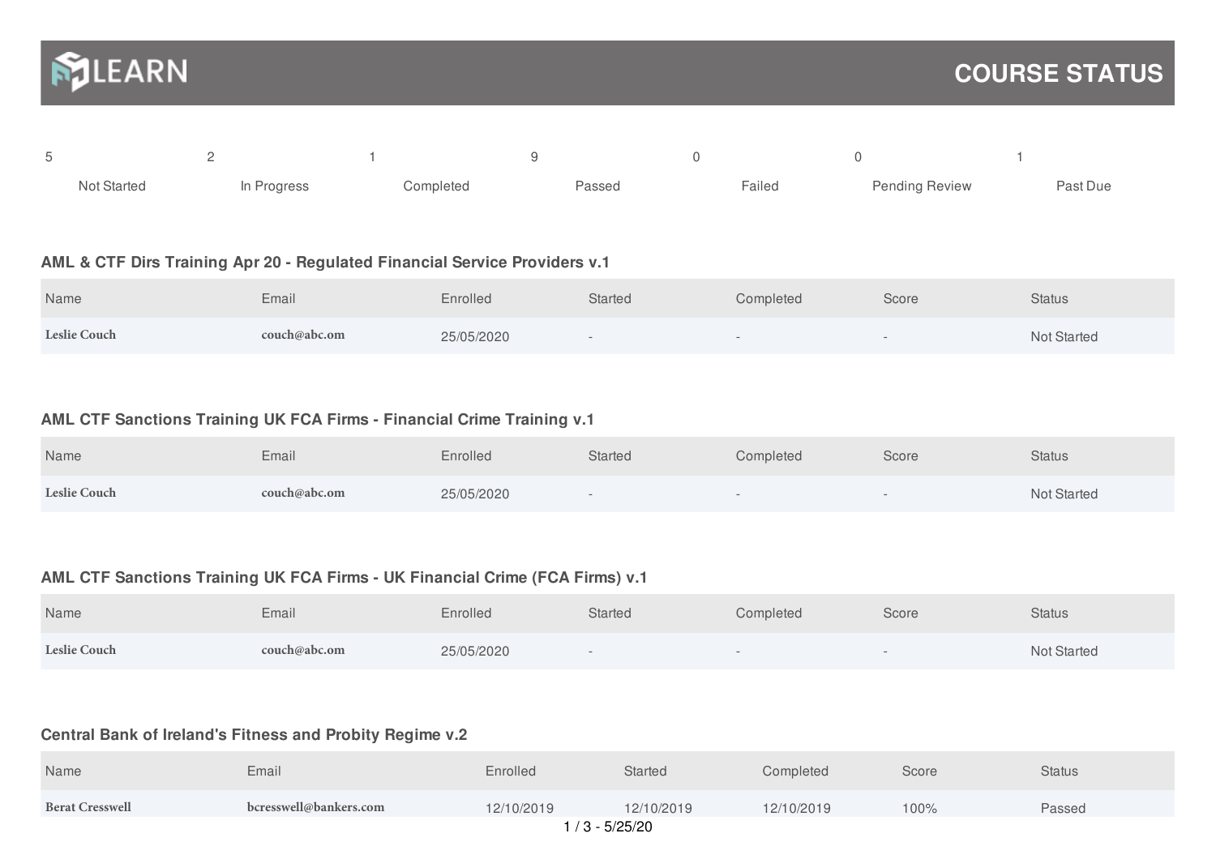# LEARN

# COURSE STATUS

| 5 | 2 | 1 | 9 | 0 | 0 | 1 |
|---|---|---|---|---|---|---|
| Not Started | In Progress | Completed | Passed | Failed | Pending Review | Past Due |

### AML & CTF Dirs Training Apr 20 - Regulated Financial Service Providers v.1

| Name | Email | Enrolled | Started | Completed | Score | Status |
|---|---|---|---|---|---|---|
| **Leslie Couch** | **couch@abc.om** | 25/05/2020 | - | - | - | Not Started |

### AML CTF Sanctions Training UK FCA Firms - Financial Crime Training v.1

| Name | Email | Enrolled | Started | Completed | Score | Status |
|---|---|---|---|---|---|---|
| **Leslie Couch** | **couch@abc.om** | 25/05/2020 | - | - | - | Not Started |

### AML CTF Sanctions Training UK FCA Firms - UK Financial Crime (FCA Firms) v.1

| Name | Email | Enrolled | Started | Completed | Score | Status |
|---|---|---|---|---|---|---|
| **Leslie Couch** | **couch@abc.om** | 25/05/2020 | - | - | - | Not Started |

### Central Bank of Ireland's Fitness and Probity Regime v.2

| Name | Email | Enrolled | Started | Completed | Score | Status |
|---|---|---|---|---|---|---|
| **Berat Cresswell** | **bcresswell@bankers.com** | 12/10/2019 | 12/10/2019 | 12/10/2019 | 100% | Passed |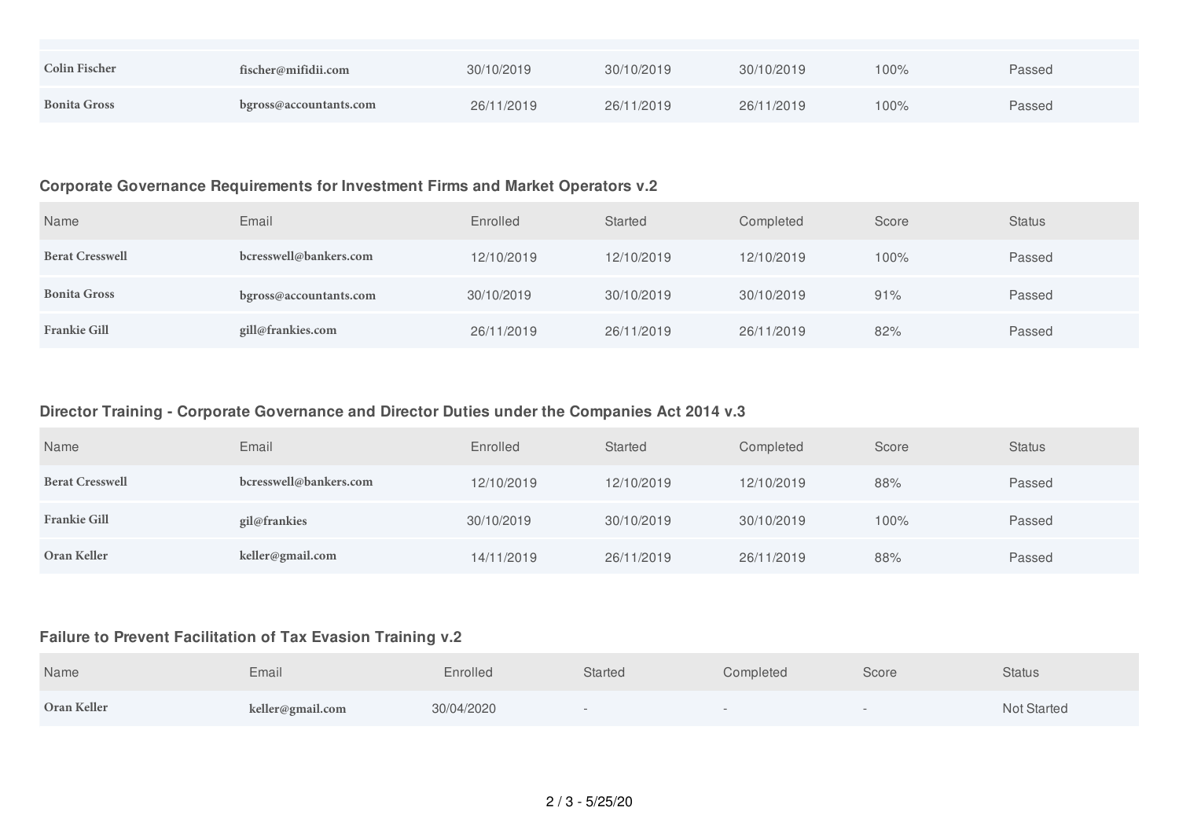| Name | Email | Enrolled | Started | Completed | Score | Status |
|---|---|---|---|---|---|---|
| **Colin Fischer** | **fischer@mifidii.com** | 30/10/2019 | 30/10/2019 | 30/10/2019 | 100% | Passed |
| **Bonita Gross** | **bgross@accountants.com** | 26/11/2019 | 26/11/2019 | 26/11/2019 | 100% | Passed |

### Corporate Governance Requirements for Investment Firms and Market Operators v.2

| Name | Email | Enrolled | Started | Completed | Score | Status |
|---|---|---|---|---|---|---|
| **Berat Cresswell** | **bcresswell@bankers.com** | 12/10/2019 | 12/10/2019 | 12/10/2019 | 100% | Passed |
| **Bonita Gross** | **bgross@accountants.com** | 30/10/2019 | 30/10/2019 | 30/10/2019 | 91% | Passed |
| **Frankie Gill** | **gill@frankies.com** | 26/11/2019 | 26/11/2019 | 26/11/2019 | 82% | Passed |

### Director Training - Corporate Governance and Director Duties under the Companies Act 2014 v.3

| Name | Email | Enrolled | Started | Completed | Score | Status |
|---|---|---|---|---|---|---|
| **Berat Cresswell** | **bcresswell@bankers.com** | 12/10/2019 | 12/10/2019 | 12/10/2019 | 88% | Passed |
| **Frankie Gill** | **gil@frankies** | 30/10/2019 | 30/10/2019 | 30/10/2019 | 100% | Passed |
| **Oran Keller** | **keller@gmail.com** | 14/11/2019 | 26/11/2019 | 26/11/2019 | 88% | Passed |

### Failure to Prevent Facilitation of Tax Evasion Training v.2

| Name | Email | Enrolled | Started | Completed | Score | Status |
|---|---|---|---|---|---|---|
| **Oran Keller** | **keller@gmail.com** | 30/04/2020 | - | - | - | Not Started |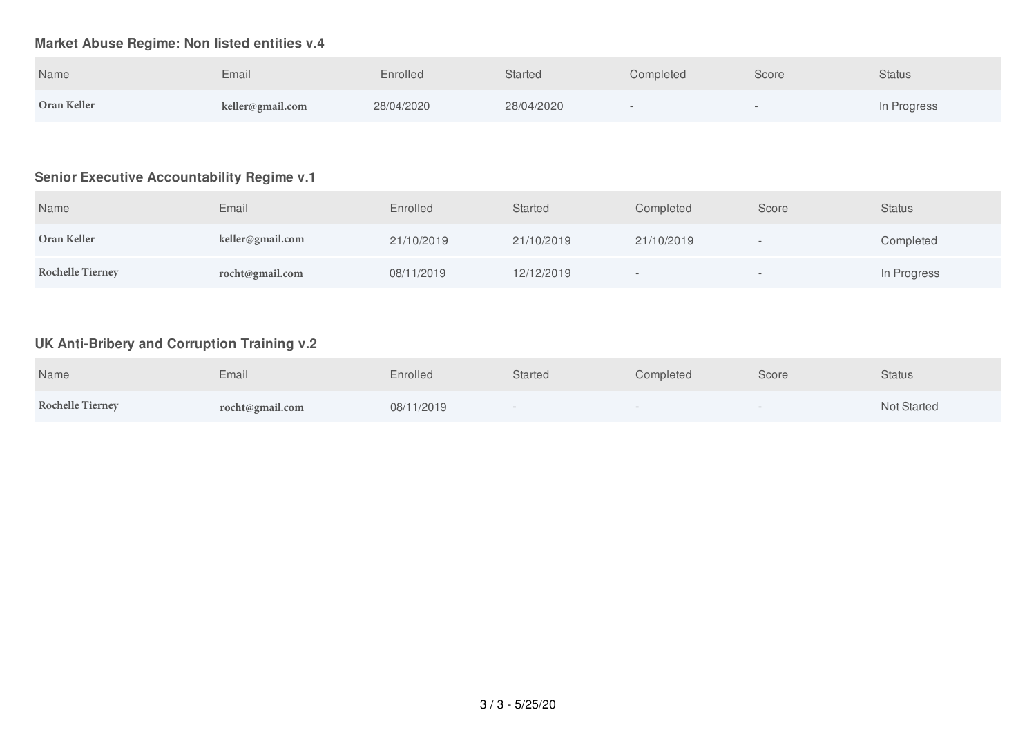### Market Abuse Regime: Non listed entities v.4

| Name | Email | Enrolled | Started | Completed | Score | Status |
|---|---|---|---|---|---|---|
| Oran Keller | keller@gmail.com | 28/04/2020 | 28/04/2020 | - | - | In Progress |

### Senior Executive Accountability Regime v.1

| Name | Email | Enrolled | Started | Completed | Score | Status |
|---|---|---|---|---|---|---|
| Oran Keller | keller@gmail.com | 21/10/2019 | 21/10/2019 | 21/10/2019 | - | Completed |
| Rochelle Tierney | rocht@gmail.com | 08/11/2019 | 12/12/2019 | - | - | In Progress |

### UK Anti-Bribery and Corruption Training v.2

| Name | Email | Enrolled | Started | Completed | Score | Status |
|---|---|---|---|---|---|---|
| Rochelle Tierney | rocht@gmail.com | 08/11/2019 | - | - | - | Not Started |